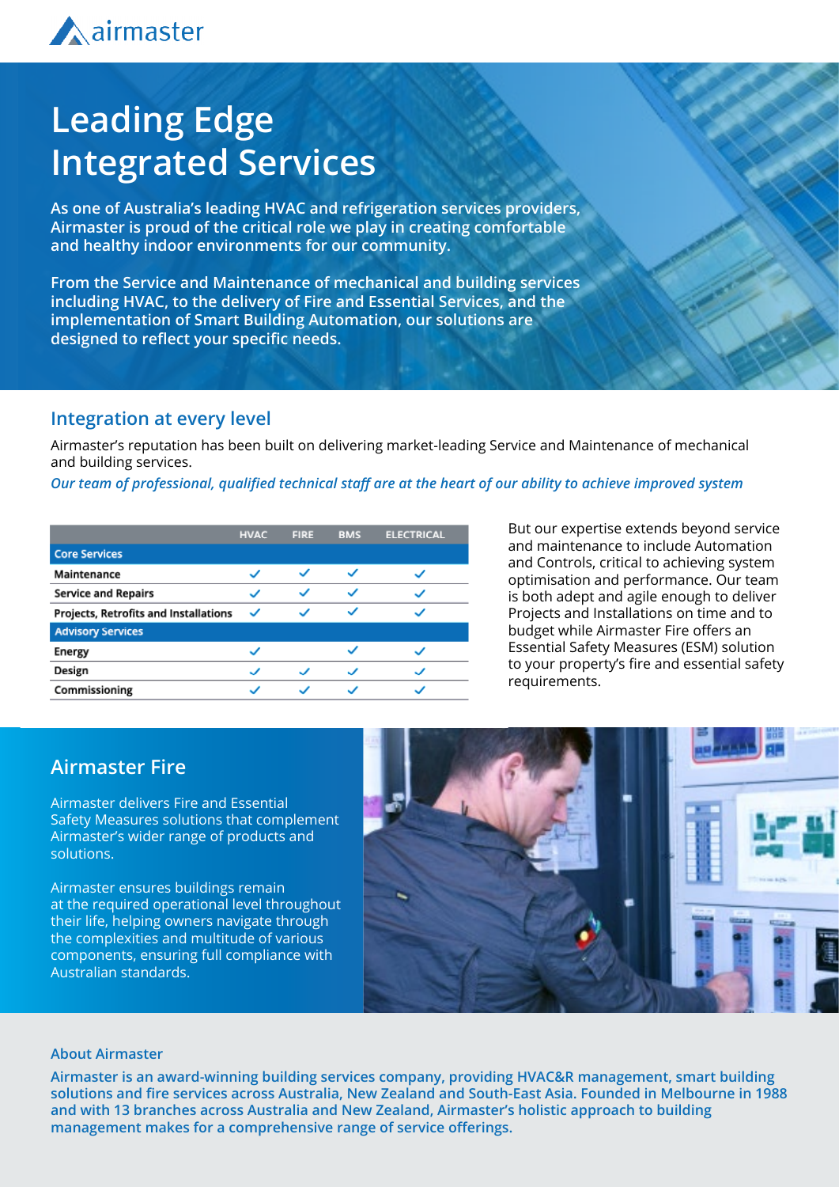# Leading Edge Integrated Services

**As one of Australia's leading HVAC and refrigeration services providers, Airmaster is proud of the critical role we play in creating comfortable and healthy indoor environments for our community.**

**From the Service and Maintenance of mechanical and building services including HVAC, to the delivery of Fire and Essential Services, and the implementation of Smart Building Automation, our solutions are designed to reflect your specific needs.**

## Integration at every level

Airmaster's reputation has been built on delivering market-leading Service and Maintenance of mechanical and building services.

*Our team of professional, qualified technical staff are at the heart of our ability to achieve improved system*

| | HVAC | FIRE | BMS | ELECTRICAL |
|---|---|---|---|---|
| **Core Services** | | | | |
| Maintenance | ✓ | ✓ | ✓ | ✓ |
| Service and Repairs | ✓ | ✓ | ✓ | ✓ |
| Projects, Retrofits and Installations | ✓ | ✓ | ✓ | ✓ |
| **Advisory Services** | | | | |
| Energy | ✓ | | ✓ | ✓ |
| Design | ✓ | ✓ | ✓ | ✓ |
| Commissioning | ✓ | ✓ | ✓ | ✓ |

But our expertise extends beyond service and maintenance to include Automation and Controls, critical to achieving system optimisation and performance. Our team is both adept and agile enough to deliver Projects and Installations on time and to budget while Airmaster Fire offers an Essential Safety Measures (ESM) solution to your property's fire and essential safety requirements.

## Airmaster Fire

Airmaster delivers Fire and Essential Safety Measures solutions that complement Airmaster's wider range of products and solutions.

Airmaster ensures buildings remain at the required operational level throughout their life, helping owners navigate through the complexities and multitude of various components, ensuring full compliance with Australian standards.

### About Airmaster

**Airmaster is an award-winning building services company, providing HVAC&R management, smart building solutions and fire services across Australia, New Zealand and South-East Asia. Founded in Melbourne in 1988 and with 13 branches across Australia and New Zealand, Airmaster's holistic approach to building management makes for a comprehensive range of service offerings.**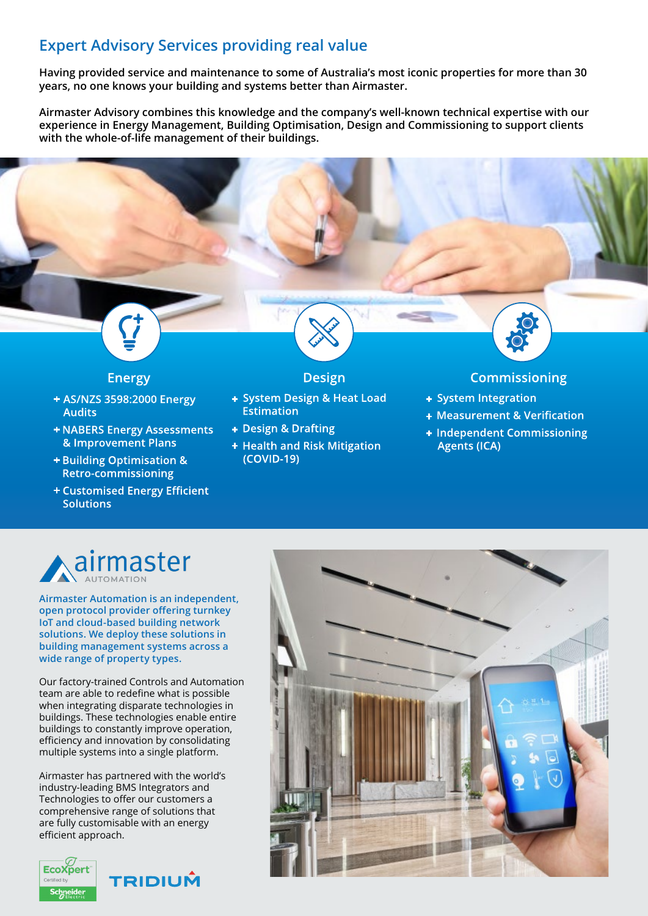## Expert Advisory Services providing real value

**Having provided service and maintenance to some of Australia's most iconic properties for more than 30 years, no one knows your building and systems better than Airmaster.**

**Airmaster Advisory combines this knowledge and the company's well-known technical expertise with our experience in Energy Management, Building Optimisation, Design and Commissioning to support clients with the whole-of-life management of their buildings.**

### Energy

- AS/NZS 3598:2000 Energy Audits
- NABERS Energy Assessments & Improvement Plans
- Building Optimisation & Retro-commissioning
- Customised Energy Efficient Solutions

### Design

- System Design & Heat Load Estimation
- Design & Drafting
- Health and Risk Mitigation (COVID-19)

### Commissioning

- System Integration
- Measurement & Verification
- Independent Commissioning Agents (ICA)

## airmaster AUTOMATION

**Airmaster Automation is an independent, open protocol provider offering turnkey IoT and cloud-based building network solutions. We deploy these solutions in building management systems across a wide range of property types.**

Our factory-trained Controls and Automation team are able to redefine what is possible when integrating disparate technologies in buildings. These technologies enable entire buildings to constantly improve operation, efficiency and innovation by consolidating multiple systems into a single platform.

Airmaster has partnered with the world's industry-leading BMS Integrators and Technologies to offer our customers a comprehensive range of solutions that are fully customisable with an energy efficient approach.

EcoXpert Certified by Schneider Electric

TRIDIUM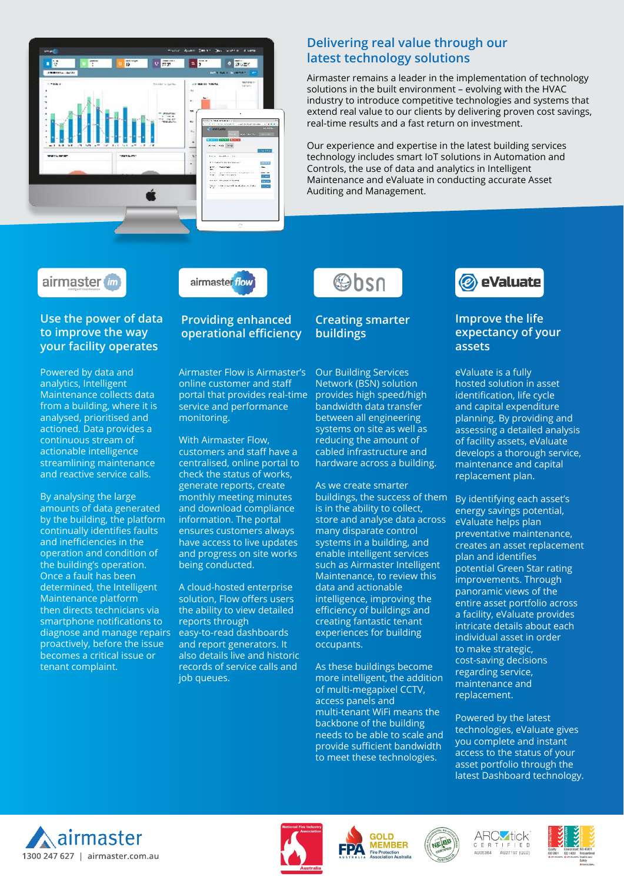## Delivering real value through our latest technology solutions

Airmaster remains a leader in the implementation of technology solutions in the built environment – evolving with the HVAC industry to introduce competitive technologies and systems that extend real value to our clients by delivering proven cost savings, real-time results and a fast return on investment.

Our experience and expertise in the latest building services technology includes smart IoT solutions in Automation and Controls, the use of data and analytics in Intelligent Maintenance and eValuate in conducting accurate Asset Auditing and Management.

### Use the power of data to improve the way your facility operates

Powered by data and analytics, Intelligent Maintenance collects data from a building, where it is analysed, prioritised and actioned. Data provides a continuous stream of actionable intelligence streamlining maintenance and reactive service calls.

By analysing the large amounts of data generated by the building, the platform continually identifies faults and inefficiencies in the operation and condition of the building's operation. Once a fault has been determined, the Intelligent Maintenance platform then directs technicians via smartphone notifications to diagnose and manage repairs proactively, before the issue becomes a critical issue or tenant complaint.

### Providing enhanced operational efficiency

Airmaster Flow is Airmaster's online customer and staff portal that provides real-time service and performance monitoring.

With Airmaster Flow, customers and staff have a centralised, online portal to check the status of works, generate reports, create monthly meeting minutes and download compliance information. The portal ensures customers always have access to live updates and progress on site works being conducted.

A cloud-hosted enterprise solution, Flow offers users the ability to view detailed reports through easy-to-read dashboards and report generators. It also details live and historic records of service calls and job queues.

### Creating smarter buildings

Our Building Services Network (BSN) solution provides high speed/high bandwidth data transfer between all engineering systems on site as well as reducing the amount of cabled infrastructure and hardware across a building.

As we create smarter buildings, the success of them is in the ability to collect, store and analyse data across many disparate control systems in a building, and enable intelligent services such as Airmaster Intelligent Maintenance, to review this data and actionable intelligence, improving the efficiency of buildings and creating fantastic tenant experiences for building occupants.

As these buildings become more intelligent, the addition of multi-megapixel CCTV, access panels and multi-tenant WiFi means the backbone of the building needs to be able to scale and provide sufficient bandwidth to meet these technologies.

### Improve the life expectancy of your assets

eValuate is a fully hosted solution in asset identification, life cycle and capital expenditure planning. By providing and assessing a detailed analysis of facility assets, eValuate develops a thorough service, maintenance and capital replacement plan.

By identifying each asset's energy savings potential, eValuate helps plan preventative maintenance, creates an asset replacement plan and identifies potential Green Star rating improvements. Through panoramic views of the entire asset portfolio across a facility, eValuate provides intricate details about each individual asset in order to make strategic, cost-saving decisions regarding service, maintenance and replacement.

Powered by the latest technologies, eValuate gives you complete and instant access to the status of your asset portfolio through the latest Dashboard technology.

airmaster

1300 247 627 | airmaster.com.au